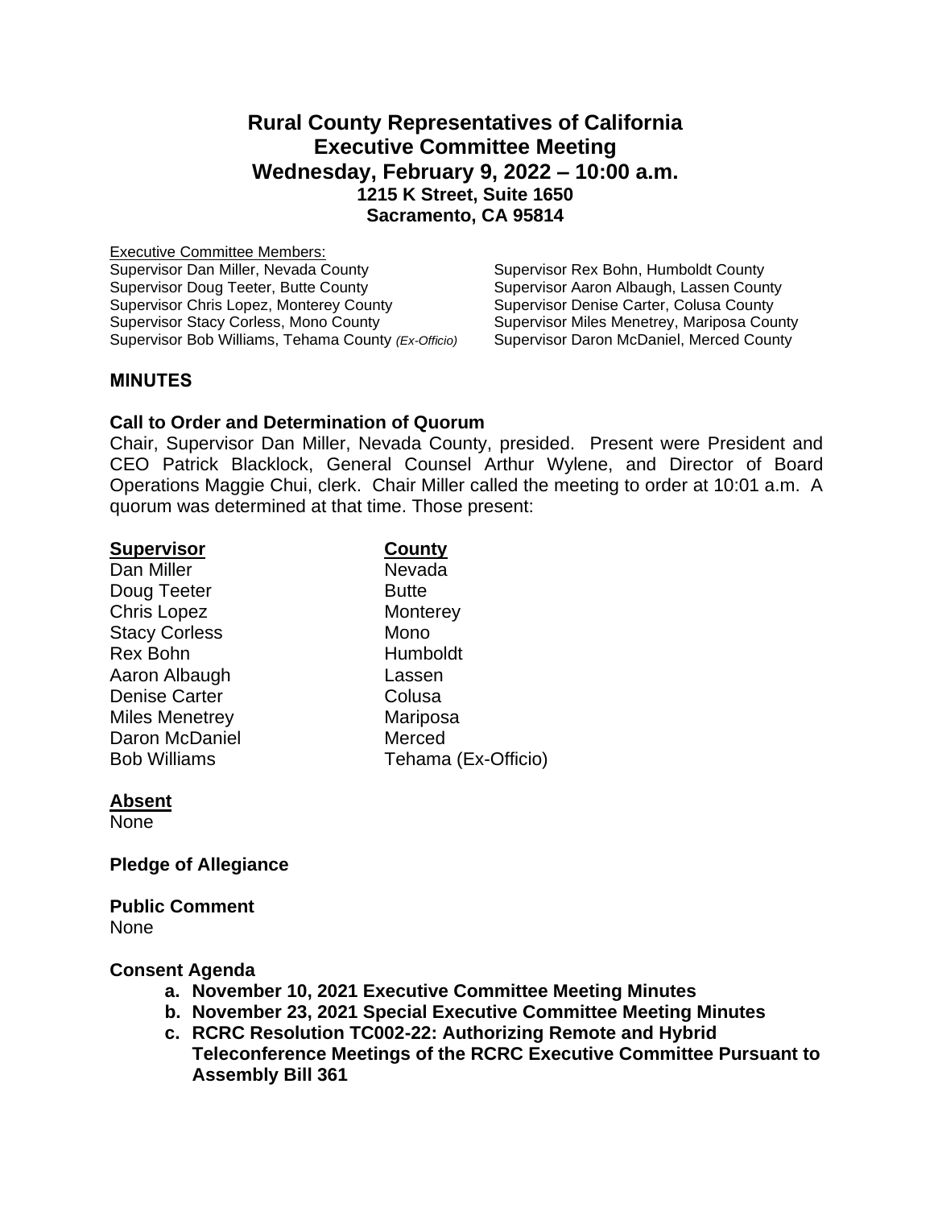# Rural County Representatives of California
## Executive Committee Meeting
## Wednesday, February 9, 2022 – 10:00 a.m.
### 1215 K Street, Suite 1650
### Sacramento, CA 95814

Executive Committee Members:

Supervisor Dan Miller, Nevada County
Supervisor Doug Teeter, Butte County
Supervisor Chris Lopez, Monterey County
Supervisor Stacy Corless, Mono County
Supervisor Bob Williams, Tehama County *(Ex-Officio)*
Supervisor Rex Bohn, Humboldt County
Supervisor Aaron Albaugh, Lassen County
Supervisor Denise Carter, Colusa County
Supervisor Miles Menetrey, Mariposa County
Supervisor Daron McDaniel, Merced County

**MINUTES**

**Call to Order and Determination of Quorum**

Chair, Supervisor Dan Miller, Nevada County, presided. Present were President and CEO Patrick Blacklock, General Counsel Arthur Wylene, and Director of Board Operations Maggie Chui, clerk. Chair Miller called the meeting to order at 10:01 a.m. A quorum was determined at that time. Those present:

| Supervisor | County |
|---|---|
| Dan Miller | Nevada |
| Doug Teeter | Butte |
| Chris Lopez | Monterey |
| Stacy Corless | Mono |
| Rex Bohn | Humboldt |
| Aaron Albaugh | Lassen |
| Denise Carter | Colusa |
| Miles Menetrey | Mariposa |
| Daron McDaniel | Merced |
| Bob Williams | Tehama (Ex-Officio) |

**Absent**

None

**Pledge of Allegiance**

**Public Comment**

None

**Consent Agenda**

- **a. November 10, 2021 Executive Committee Meeting Minutes**
- **b. November 23, 2021 Special Executive Committee Meeting Minutes**
- **c. RCRC Resolution TC002-22: Authorizing Remote and Hybrid Teleconference Meetings of the RCRC Executive Committee Pursuant to Assembly Bill 361**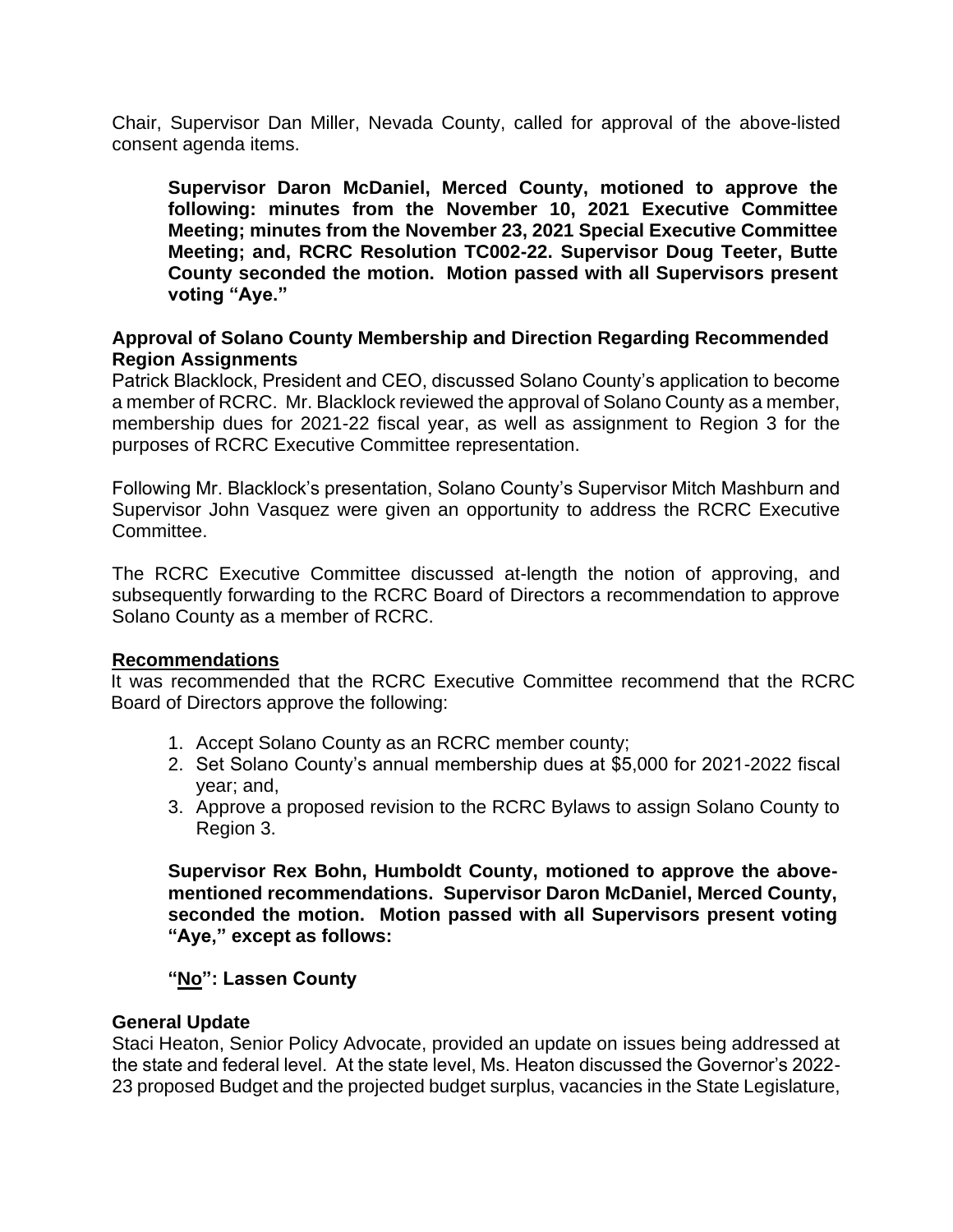Chair, Supervisor Dan Miller, Nevada County, called for approval of the above-listed consent agenda items.

> **Supervisor Daron McDaniel, Merced County, motioned to approve the following: minutes from the November 10, 2021 Executive Committee Meeting; minutes from the November 23, 2021 Special Executive Committee Meeting; and, RCRC Resolution TC002-22. Supervisor Doug Teeter, Butte County seconded the motion. Motion passed with all Supervisors present voting "Aye."**

**Approval of Solano County Membership and Direction Regarding Recommended Region Assignments**

Patrick Blacklock, President and CEO, discussed Solano County's application to become a member of RCRC. Mr. Blacklock reviewed the approval of Solano County as a member, membership dues for 2021-22 fiscal year, as well as assignment to Region 3 for the purposes of RCRC Executive Committee representation.

Following Mr. Blacklock's presentation, Solano County's Supervisor Mitch Mashburn and Supervisor John Vasquez were given an opportunity to address the RCRC Executive Committee.

The RCRC Executive Committee discussed at-length the notion of approving, and subsequently forwarding to the RCRC Board of Directors a recommendation to approve Solano County as a member of RCRC.

**Recommendations**

It was recommended that the RCRC Executive Committee recommend that the RCRC Board of Directors approve the following:

1. Accept Solano County as an RCRC member county;
2. Set Solano County's annual membership dues at $5,000 for 2021-2022 fiscal year; and,
3. Approve a proposed revision to the RCRC Bylaws to assign Solano County to Region 3.

> **Supervisor Rex Bohn, Humboldt County, motioned to approve the above-mentioned recommendations. Supervisor Daron McDaniel, Merced County, seconded the motion. Motion passed with all Supervisors present voting "Aye," except as follows:**
>
> **"No": Lassen County**

**General Update**

Staci Heaton, Senior Policy Advocate, provided an update on issues being addressed at the state and federal level. At the state level, Ms. Heaton discussed the Governor's 2022-23 proposed Budget and the projected budget surplus, vacancies in the State Legislature,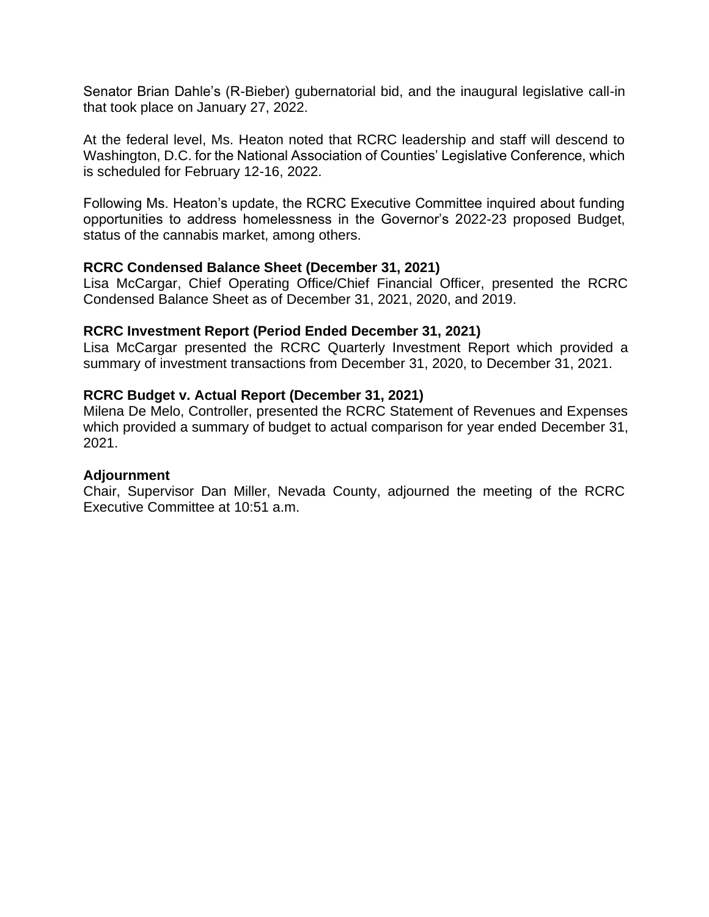Senator Brian Dahle's (R-Bieber) gubernatorial bid, and the inaugural legislative call-in that took place on January 27, 2022.

At the federal level, Ms. Heaton noted that RCRC leadership and staff will descend to Washington, D.C. for the National Association of Counties' Legislative Conference, which is scheduled for February 12-16, 2022.

Following Ms. Heaton's update, the RCRC Executive Committee inquired about funding opportunities to address homelessness in the Governor's 2022-23 proposed Budget, status of the cannabis market, among others.

**RCRC Condensed Balance Sheet (December 31, 2021)**
Lisa McCargar, Chief Operating Office/Chief Financial Officer, presented the RCRC Condensed Balance Sheet as of December 31, 2021, 2020, and 2019.

**RCRC Investment Report (Period Ended December 31, 2021)**
Lisa McCargar presented the RCRC Quarterly Investment Report which provided a summary of investment transactions from December 31, 2020, to December 31, 2021.

**RCRC Budget v. Actual Report (December 31, 2021)**
Milena De Melo, Controller, presented the RCRC Statement of Revenues and Expenses which provided a summary of budget to actual comparison for year ended December 31, 2021.

**Adjournment**
Chair, Supervisor Dan Miller, Nevada County, adjourned the meeting of the RCRC Executive Committee at 10:51 a.m.